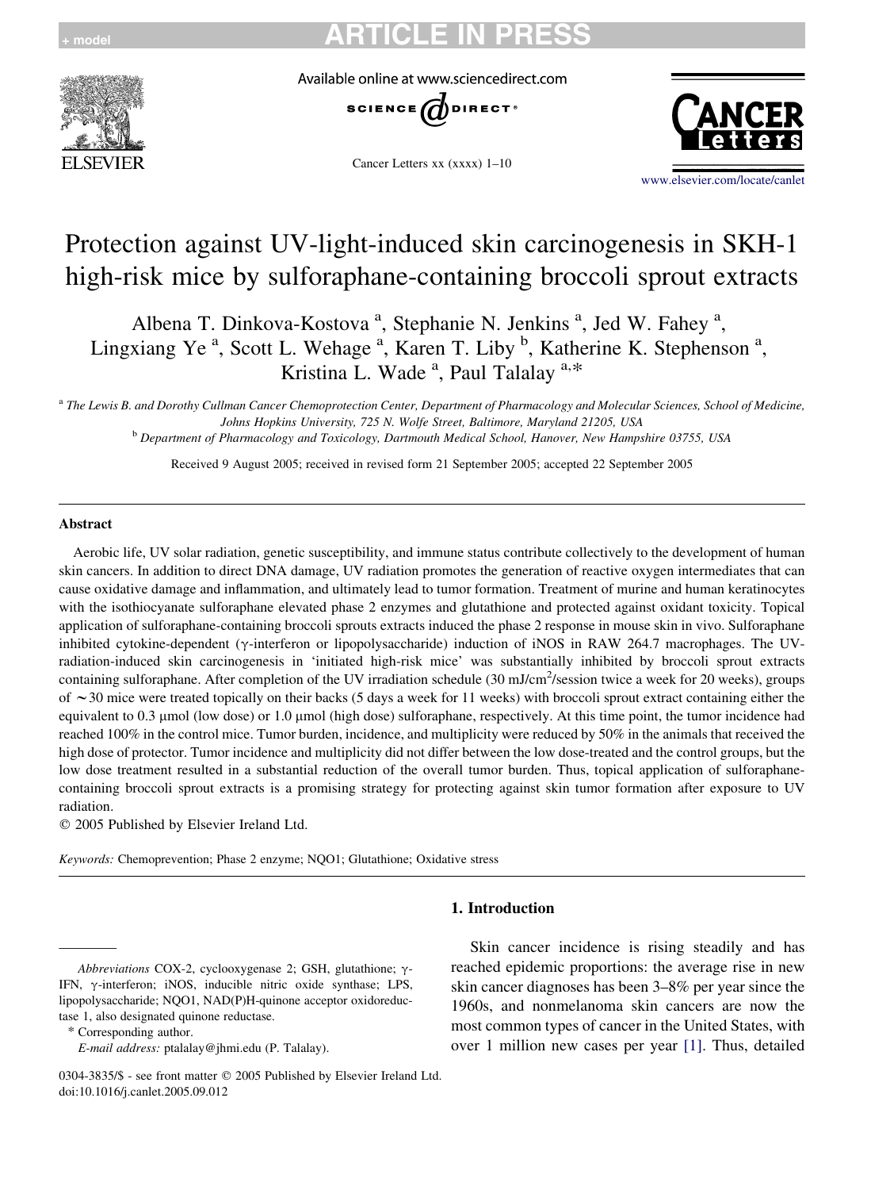# Protection against UV-light-induced skin carcinogenesis in SKH-1 high-risk mice by sulforaphane-containing broccoli sprout extracts

Albena T. Dinkova-Kostova [a], Stephanie N. Jenkins [a], Jed W. Fahey [a], Lingxiang Ye [a], Scott L. Wehage [a], Karen T. Liby [b], Katherine K. Stephenson [a], Kristina L. Wade [a], Paul Talalay [a,*]

[a] *The Lewis B. and Dorothy Cullman Cancer Chemoprotection Center, Department of Pharmacology and Molecular Sciences, School of Medicine, Johns Hopkins University, 725 N. Wolfe Street, Baltimore, Maryland 21205, USA*

[b] *Department of Pharmacology and Toxicology, Dartmouth Medical School, Hanover, New Hampshire 03755, USA*

Received 9 August 2005; received in revised form 21 September 2005; accepted 22 September 2005

## Abstract

Aerobic life, UV solar radiation, genetic susceptibility, and immune status contribute collectively to the development of human skin cancers. In addition to direct DNA damage, UV radiation promotes the generation of reactive oxygen intermediates that can cause oxidative damage and inflammation, and ultimately lead to tumor formation. Treatment of murine and human keratinocytes with the isothiocyanate sulforaphane elevated phase 2 enzymes and glutathione and protected against oxidant toxicity. Topical application of sulforaphane-containing broccoli sprouts extracts induced the phase 2 response in mouse skin in vivo. Sulforaphane inhibited cytokine-dependent (γ-interferon or lipopolysaccharide) induction of iNOS in RAW 264.7 macrophages. The UV-radiation-induced skin carcinogenesis in 'initiated high-risk mice' was substantially inhibited by broccoli sprout extracts containing sulforaphane. After completion of the UV irradiation schedule (30 mJ/cm$^2$/session twice a week for 20 weeks), groups of ∼30 mice were treated topically on their backs (5 days a week for 11 weeks) with broccoli sprout extract containing either the equivalent to 0.3 μmol (low dose) or 1.0 μmol (high dose) sulforaphane, respectively. At this time point, the tumor incidence had reached 100% in the control mice. Tumor burden, incidence, and multiplicity were reduced by 50% in the animals that received the high dose of protector. Tumor incidence and multiplicity did not differ between the low dose-treated and the control groups, but the low dose treatment resulted in a substantial reduction of the overall tumor burden. Thus, topical application of sulforaphane-containing broccoli sprout extracts is a promising strategy for protecting against skin tumor formation after exposure to UV radiation.

© 2005 Published by Elsevier Ireland Ltd.

*Keywords:* Chemoprevention; Phase 2 enzyme; NQO1; Glutathione; Oxidative stress

## 1. Introduction

Skin cancer incidence is rising steadily and has reached epidemic proportions: the average rise in new skin cancer diagnoses has been 3–8% per year since the 1960s, and nonmelanoma skin cancers are now the most common types of cancer in the United States, with over 1 million new cases per year [1]. Thus, detailed

---

*Abbreviations* COX-2, cyclooxygenase 2; GSH, glutathione; γ-IFN, γ-interferon; iNOS, inducible nitric oxide synthase; LPS, lipopolysaccharide; NQO1, NAD(P)H-quinone acceptor oxidoreductase 1, also designated quinone reductase.

\* Corresponding author.

*E-mail address:* ptalalay@jhmi.edu (P. Talalay).

0304-3835/$ - see front matter © 2005 Published by Elsevier Ireland Ltd.
doi:10.1016/j.canlet.2005.09.012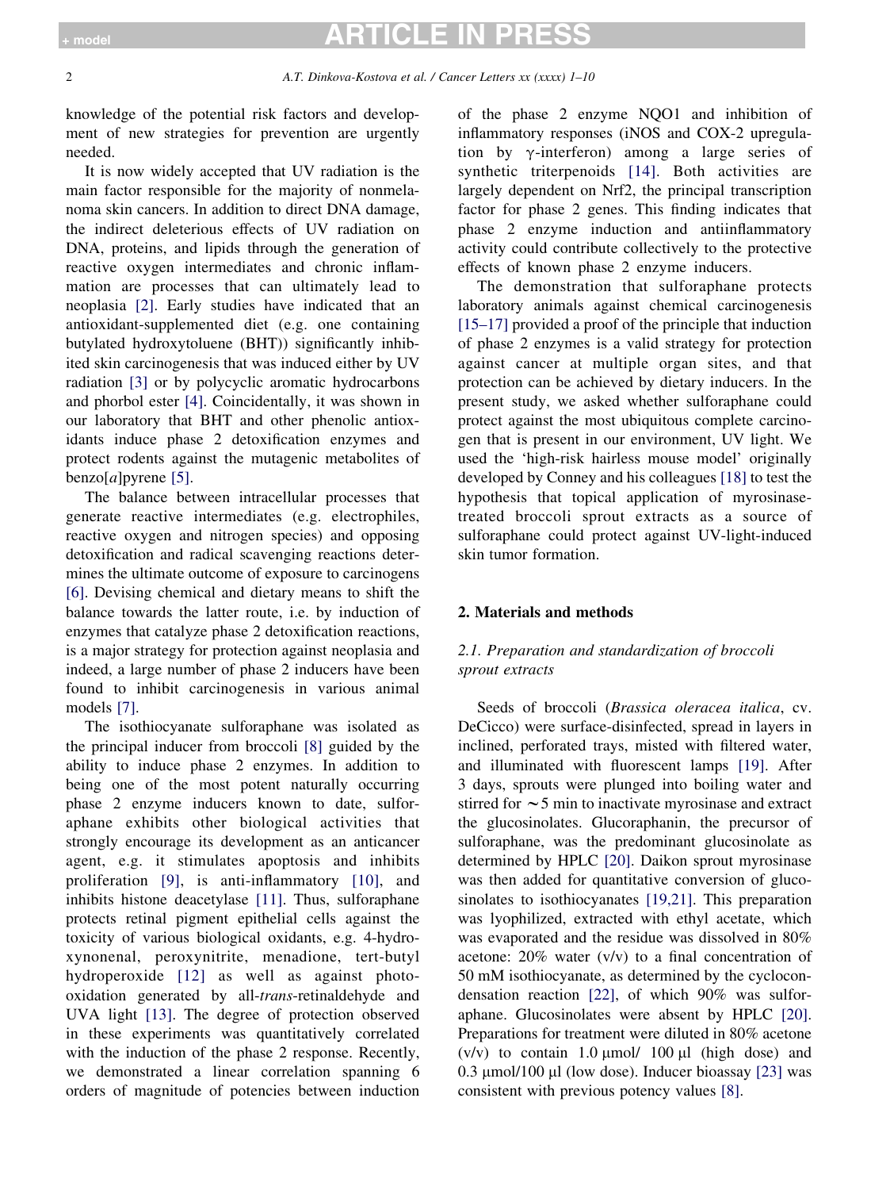knowledge of the potential risk factors and development of new strategies for prevention are urgently needed.

It is now widely accepted that UV radiation is the main factor responsible for the majority of nonmelanoma skin cancers. In addition to direct DNA damage, the indirect deleterious effects of UV radiation on DNA, proteins, and lipids through the generation of reactive oxygen intermediates and chronic inflammation are processes that can ultimately lead to neoplasia [2]. Early studies have indicated that an antioxidant-supplemented diet (e.g. one containing butylated hydroxytoluene (BHT)) significantly inhibited skin carcinogenesis that was induced either by UV radiation [3] or by polycyclic aromatic hydrocarbons and phorbol ester [4]. Coincidentally, it was shown in our laboratory that BHT and other phenolic antioxidants induce phase 2 detoxification enzymes and protect rodents against the mutagenic metabolites of benzo[*a*]pyrene [5].

The balance between intracellular processes that generate reactive intermediates (e.g. electrophiles, reactive oxygen and nitrogen species) and opposing detoxification and radical scavenging reactions determines the ultimate outcome of exposure to carcinogens [6]. Devising chemical and dietary means to shift the balance towards the latter route, i.e. by induction of enzymes that catalyze phase 2 detoxification reactions, is a major strategy for protection against neoplasia and indeed, a large number of phase 2 inducers have been found to inhibit carcinogenesis in various animal models [7].

The isothiocyanate sulforaphane was isolated as the principal inducer from broccoli [8] guided by the ability to induce phase 2 enzymes. In addition to being one of the most potent naturally occurring phase 2 enzyme inducers known to date, sulforaphane exhibits other biological activities that strongly encourage its development as an anticancer agent, e.g. it stimulates apoptosis and inhibits proliferation [9], is anti-inflammatory [10], and inhibits histone deacetylase [11]. Thus, sulforaphane protects retinal pigment epithelial cells against the toxicity of various biological oxidants, e.g. 4-hydroxynonenal, peroxynitrite, menadione, tert-butyl hydroperoxide [12] as well as against photooxidation generated by all-*trans*-retinaldehyde and UVA light [13]. The degree of protection observed in these experiments was quantitatively correlated with the induction of the phase 2 response. Recently, we demonstrated a linear correlation spanning 6 orders of magnitude of potencies between induction of the phase 2 enzyme NQO1 and inhibition of inflammatory responses (iNOS and COX-2 upregulation by γ-interferon) among a large series of synthetic triterpenoids [14]. Both activities are largely dependent on Nrf2, the principal transcription factor for phase 2 genes. This finding indicates that phase 2 enzyme induction and antiinflammatory activity could contribute collectively to the protective effects of known phase 2 enzyme inducers.

The demonstration that sulforaphane protects laboratory animals against chemical carcinogenesis [15–17] provided a proof of the principle that induction of phase 2 enzymes is a valid strategy for protection against cancer at multiple organ sites, and that protection can be achieved by dietary inducers. In the present study, we asked whether sulforaphane could protect against the most ubiquitous complete carcinogen that is present in our environment, UV light. We used the 'high-risk hairless mouse model' originally developed by Conney and his colleagues [18] to test the hypothesis that topical application of myrosinase-treated broccoli sprout extracts as a source of sulforaphane could protect against UV-light-induced skin tumor formation.

## 2. Materials and methods

### 2.1. Preparation and standardization of broccoli sprout extracts

Seeds of broccoli (*Brassica oleracea italica*, cv. DeCicco) were surface-disinfected, spread in layers in inclined, perforated trays, misted with filtered water, and illuminated with fluorescent lamps [19]. After 3 days, sprouts were plunged into boiling water and stirred for ~5 min to inactivate myrosinase and extract the glucosinolates. Glucoraphanin, the precursor of sulforaphane, was the predominant glucosinolate as determined by HPLC [20]. Daikon sprout myrosinase was then added for quantitative conversion of glucosinolates to isothiocyanates [19,21]. This preparation was lyophilized, extracted with ethyl acetate, which was evaporated and the residue was dissolved in 80% acetone: 20% water (v/v) to a final concentration of 50 mM isothiocyanate, as determined by the cyclocondensation reaction [22], of which 90% was sulforaphane. Glucosinolates were absent by HPLC [20]. Preparations for treatment were diluted in 80% acetone (v/v) to contain 1.0 μmol/ 100 μl (high dose) and 0.3 μmol/100 μl (low dose). Inducer bioassay [23] was consistent with previous potency values [8].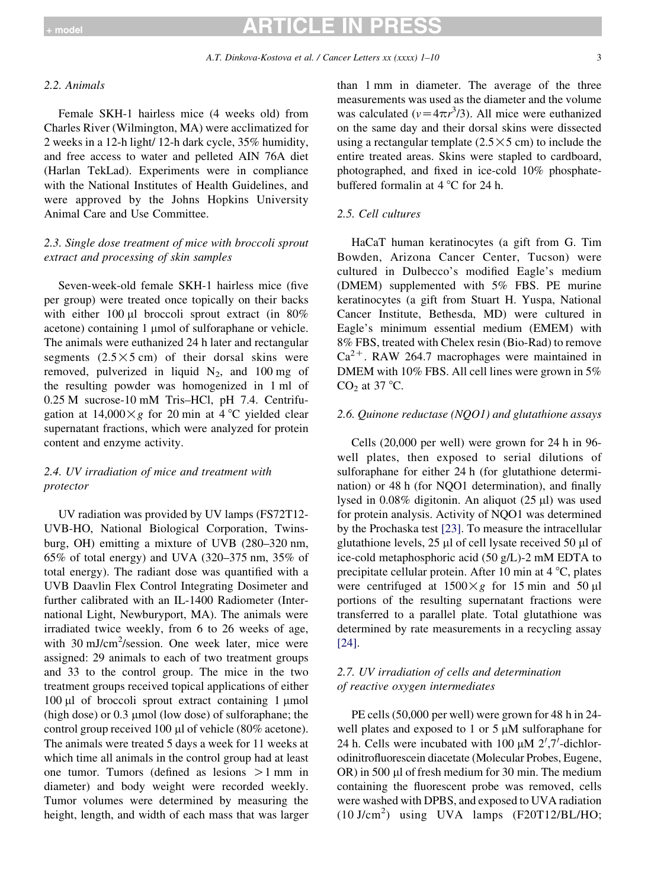### 2.2. Animals

Female SKH-1 hairless mice (4 weeks old) from Charles River (Wilmington, MA) were acclimatized for 2 weeks in a 12-h light/ 12-h dark cycle, 35% humidity, and free access to water and pelleted AIN 76A diet (Harlan TekLad). Experiments were in compliance with the National Institutes of Health Guidelines, and were approved by the Johns Hopkins University Animal Care and Use Committee.

### 2.3. Single dose treatment of mice with broccoli sprout extract and processing of skin samples

Seven-week-old female SKH-1 hairless mice (five per group) were treated once topically on their backs with either 100 μl broccoli sprout extract (in 80% acetone) containing 1 μmol of sulforaphane or vehicle. The animals were euthanized 24 h later and rectangular segments ($2.5 \times 5$ cm) of their dorsal skins were removed, pulverized in liquid $N_2$, and 100 mg of the resulting powder was homogenized in 1 ml of 0.25 M sucrose-10 mM Tris–HCl, pH 7.4. Centrifugation at $14{,}000 \times g$ for 20 min at 4 °C yielded clear supernatant fractions, which were analyzed for protein content and enzyme activity.

### 2.4. UV irradiation of mice and treatment with protector

UV radiation was provided by UV lamps (FS72T12-UVB-HO, National Biological Corporation, Twinsburg, OH) emitting a mixture of UVB (280–320 nm, 65% of total energy) and UVA (320–375 nm, 35% of total energy). The radiant dose was quantified with a UVB Daavlin Flex Control Integrating Dosimeter and further calibrated with an IL-1400 Radiometer (International Light, Newburyport, MA). The animals were irradiated twice weekly, from 6 to 26 weeks of age, with 30 mJ/cm$^2$/session. One week later, mice were assigned: 29 animals to each of two treatment groups and 33 to the control group. The mice in the two treatment groups received topical applications of either 100 μl of broccoli sprout extract containing 1 μmol (high dose) or 0.3 μmol (low dose) of sulforaphane; the control group received 100 μl of vehicle (80% acetone). The animals were treated 5 days a week for 11 weeks at which time all animals in the control group had at least one tumor. Tumors (defined as lesions $>1$ mm in diameter) and body weight were recorded weekly. Tumor volumes were determined by measuring the height, length, and width of each mass that was larger than 1 mm in diameter. The average of the three measurements was used as the diameter and the volume was calculated ($v = 4\pi r^3/3$). All mice were euthanized on the same day and their dorsal skins were dissected using a rectangular template ($2.5 \times 5$ cm) to include the entire treated areas. Skins were stapled to cardboard, photographed, and fixed in ice-cold 10% phosphate-buffered formalin at 4 °C for 24 h.

### 2.5. Cell cultures

HaCaT human keratinocytes (a gift from G. Tim Bowden, Arizona Cancer Center, Tucson) were cultured in Dulbecco's modified Eagle's medium (DMEM) supplemented with 5% FBS. PE murine keratinocytes (a gift from Stuart H. Yuspa, National Cancer Institute, Bethesda, MD) were cultured in Eagle's minimum essential medium (EMEM) with 8% FBS, treated with Chelex resin (Bio-Rad) to remove $Ca^{2+}$. RAW 264.7 macrophages were maintained in DMEM with 10% FBS. All cell lines were grown in 5% $CO_2$ at 37 °C.

### 2.6. Quinone reductase (NQO1) and glutathione assays

Cells (20,000 per well) were grown for 24 h in 96-well plates, then exposed to serial dilutions of sulforaphane for either 24 h (for glutathione determination) or 48 h (for NQO1 determination), and finally lysed in 0.08% digitonin. An aliquot (25 μl) was used for protein analysis. Activity of NQO1 was determined by the Prochaska test [23]. To measure the intracellular glutathione levels, 25 μl of cell lysate received 50 μl of ice-cold metaphosphoric acid (50 g/L)-2 mM EDTA to precipitate cellular protein. After 10 min at 4 °C, plates were centrifuged at $1500 \times g$ for 15 min and 50 μl portions of the resulting supernatant fractions were transferred to a parallel plate. Total glutathione was determined by rate measurements in a recycling assay [24].

### 2.7. UV irradiation of cells and determination of reactive oxygen intermediates

PE cells (50,000 per well) were grown for 48 h in 24-well plates and exposed to 1 or 5 μM sulforaphane for 24 h. Cells were incubated with 100 μM 2′,7′-dichlorodinitrofluorescein diacetate (Molecular Probes, Eugene, OR) in 500 μl of fresh medium for 30 min. The medium containing the fluorescent probe was removed, cells were washed with DPBS, and exposed to UVA radiation (10 J/cm$^2$) using UVA lamps (F20T12/BL/HO;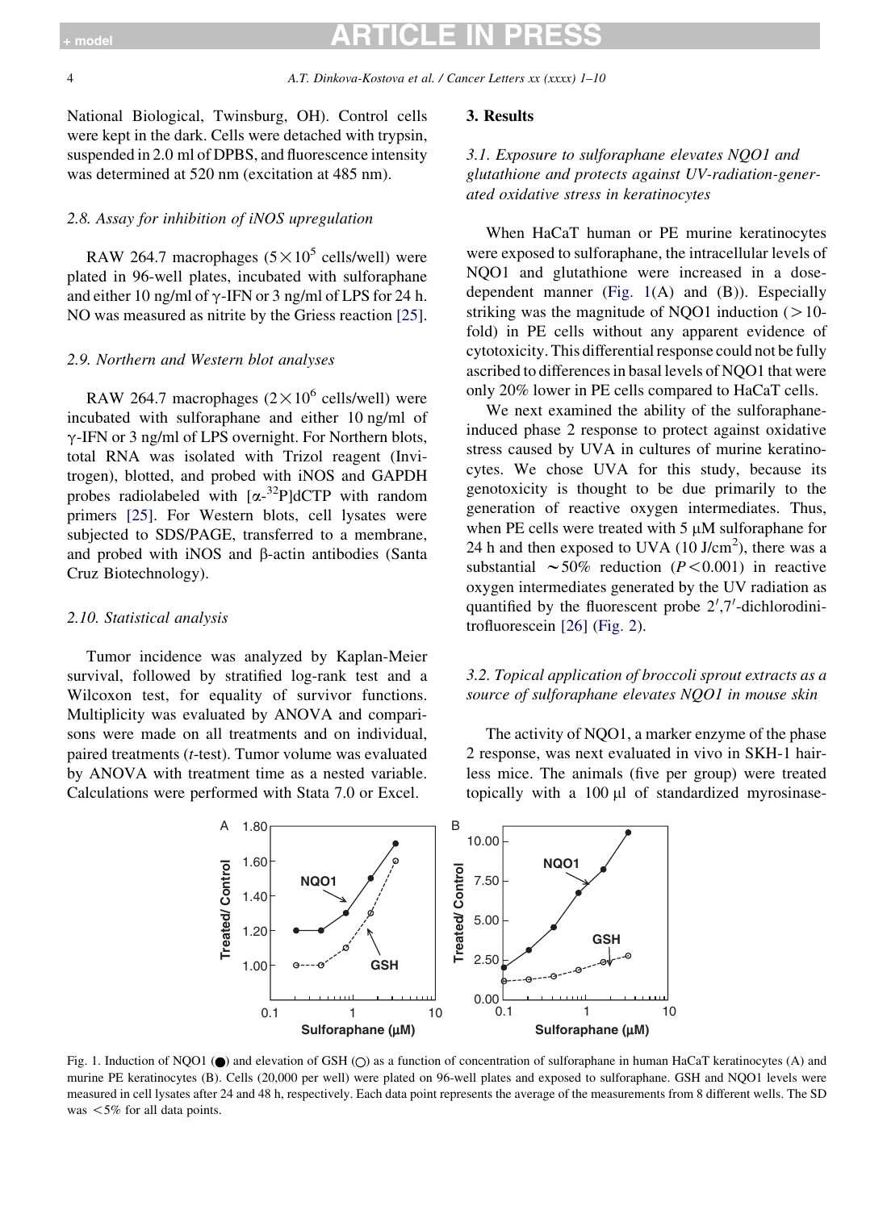National Biological, Twinsburg, OH). Control cells were kept in the dark. Cells were detached with trypsin, suspended in 2.0 ml of DPBS, and fluorescence intensity was determined at 520 nm (excitation at 485 nm).

### 2.8. Assay for inhibition of iNOS upregulation

RAW 264.7 macrophages ($5\times10^5$ cells/well) were plated in 96-well plates, incubated with sulforaphane and either 10 ng/ml of γ-IFN or 3 ng/ml of LPS for 24 h. NO was measured as nitrite by the Griess reaction [25].

### 2.9. Northern and Western blot analyses

RAW 264.7 macrophages ($2\times10^6$ cells/well) were incubated with sulforaphane and either 10 ng/ml of γ-IFN or 3 ng/ml of LPS overnight. For Northern blots, total RNA was isolated with Trizol reagent (Invitrogen), blotted, and probed with iNOS and GAPDH probes radiolabeled with [α-$^{32}$P]dCTP with random primers [25]. For Western blots, cell lysates were subjected to SDS/PAGE, transferred to a membrane, and probed with iNOS and β-actin antibodies (Santa Cruz Biotechnology).

### 2.10. Statistical analysis

Tumor incidence was analyzed by Kaplan-Meier survival, followed by stratified log-rank test and a Wilcoxon test, for equality of survivor functions. Multiplicity was evaluated by ANOVA and comparisons were made on all treatments and on individual, paired treatments (*t*-test). Tumor volume was evaluated by ANOVA with treatment time as a nested variable. Calculations were performed with Stata 7.0 or Excel.

## 3. Results

### 3.1. Exposure to sulforaphane elevates NQO1 and glutathione and protects against UV-radiation-generated oxidative stress in keratinocytes

When HaCaT human or PE murine keratinocytes were exposed to sulforaphane, the intracellular levels of NQO1 and glutathione were increased in a dose-dependent manner (Fig. 1(A) and (B)). Especially striking was the magnitude of NQO1 induction (>10-fold) in PE cells without any apparent evidence of cytotoxicity. This differential response could not be fully ascribed to differences in basal levels of NQO1 that were only 20% lower in PE cells compared to HaCaT cells.

We next examined the ability of the sulforaphane-induced phase 2 response to protect against oxidative stress caused by UVA in cultures of murine keratinocytes. We chose UVA for this study, because its genotoxicity is thought to be due primarily to the generation of reactive oxygen intermediates. Thus, when PE cells were treated with 5 μM sulforaphane for 24 h and then exposed to UVA (10 J/cm$^2$), there was a substantial ∼50% reduction ($P<0.001$) in reactive oxygen intermediates generated by the UV radiation as quantified by the fluorescent probe 2′,7′-dichlorodinitrofluorescein [26] (Fig. 2).

### 3.2. Topical application of broccoli sprout extracts as a source of sulforaphane elevates NQO1 in mouse skin

The activity of NQO1, a marker enzyme of the phase 2 response, was next evaluated in vivo in SKH-1 hairless mice. The animals (five per group) were treated topically with a 100 μl of standardized myrosinase-

Fig. 1. Induction of NQO1 (●) and elevation of GSH (○) as a function of concentration of sulforaphane in human HaCaT keratinocytes (A) and murine PE keratinocytes (B). Cells (20,000 per well) were plated on 96-well plates and exposed to sulforaphane. GSH and NQO1 levels were measured in cell lysates after 24 and 48 h, respectively. Each data point represents the average of the measurements from 8 different wells. The SD was <5% for all data points.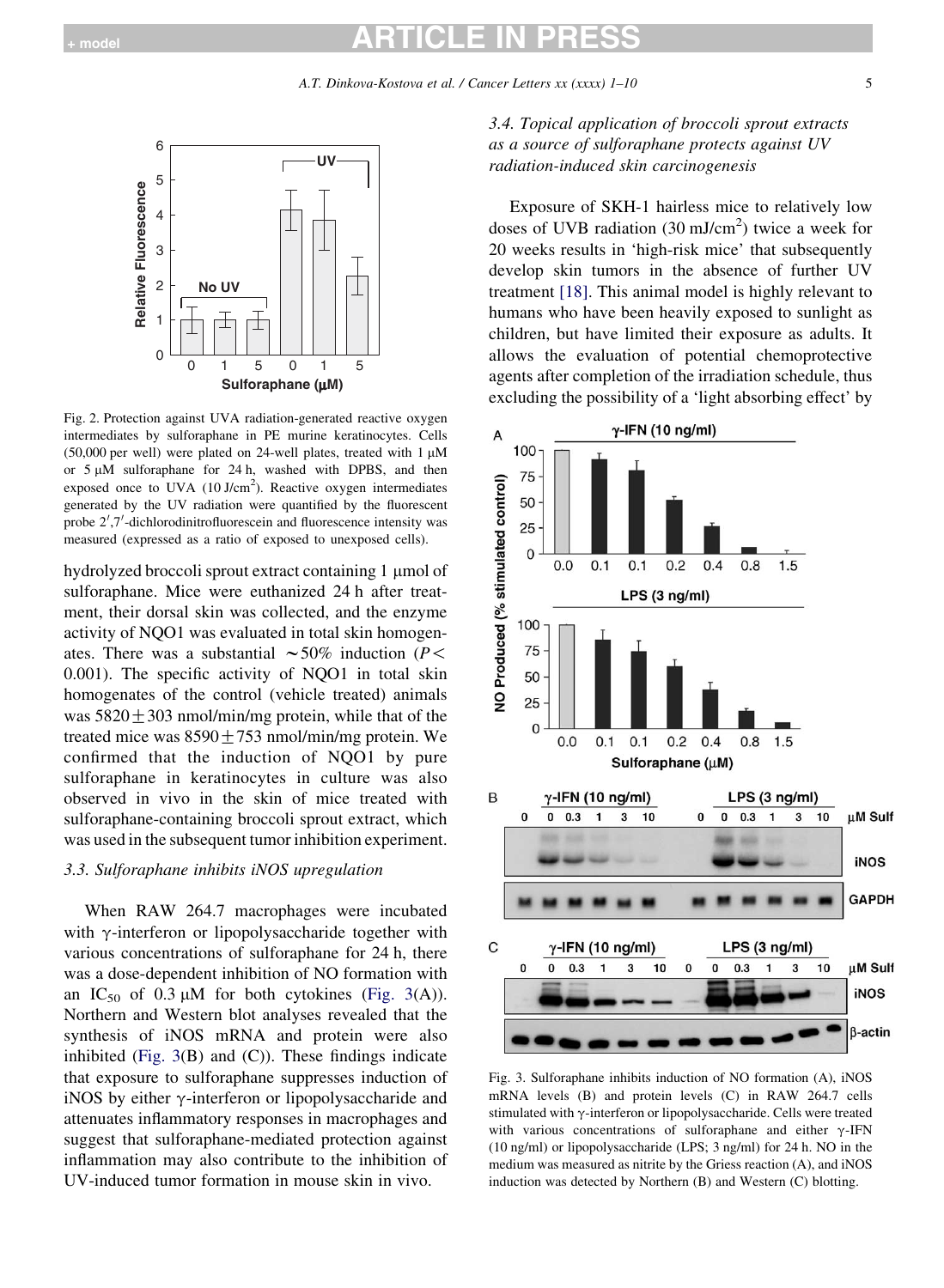Fig. 2. Protection against UVA radiation-generated reactive oxygen intermediates by sulforaphane in PE murine keratinocytes. Cells (50,000 per well) were plated on 24-well plates, treated with 1 μM or 5 μM sulforaphane for 24 h, washed with DPBS, and then exposed once to UVA (10 J/cm$^2$). Reactive oxygen intermediates generated by the UV radiation were quantified by the fluorescent probe 2′,7′-dichlorodinitrofluorescein and fluorescence intensity was measured (expressed as a ratio of exposed to unexposed cells).

hydrolyzed broccoli sprout extract containing 1 μmol of sulforaphane. Mice were euthanized 24 h after treatment, their dorsal skin was collected, and the enzyme activity of NQO1 was evaluated in total skin homogenates. There was a substantial ~50% induction ($P<0.001$). The specific activity of NQO1 in total skin homogenates of the control (vehicle treated) animals was $5820 \pm 303$ nmol/min/mg protein, while that of the treated mice was $8590 \pm 753$ nmol/min/mg protein. We confirmed that the induction of NQO1 by pure sulforaphane in keratinocytes in culture was also observed in vivo in the skin of mice treated with sulforaphane-containing broccoli sprout extract, which was used in the subsequent tumor inhibition experiment.

### 3.3. Sulforaphane inhibits iNOS upregulation

When RAW 264.7 macrophages were incubated with γ-interferon or lipopolysaccharide together with various concentrations of sulforaphane for 24 h, there was a dose-dependent inhibition of NO formation with an $IC_{50}$ of 0.3 μM for both cytokines (Fig. 3(A)). Northern and Western blot analyses revealed that the synthesis of iNOS mRNA and protein were also inhibited (Fig. 3(B) and (C)). These findings indicate that exposure to sulforaphane suppresses induction of iNOS by either γ-interferon or lipopolysaccharide and attenuates inflammatory responses in macrophages and suggest that sulforaphane-mediated protection against inflammation may also contribute to the inhibition of UV-induced tumor formation in mouse skin in vivo.

### 3.4. Topical application of broccoli sprout extracts as a source of sulforaphane protects against UV radiation-induced skin carcinogenesis

Exposure of SKH-1 hairless mice to relatively low doses of UVB radiation (30 mJ/cm$^2$) twice a week for 20 weeks results in 'high-risk mice' that subsequently develop skin tumors in the absence of further UV treatment [18]. This animal model is highly relevant to humans who have been heavily exposed to sunlight as children, but have limited their exposure as adults. It allows the evaluation of potential chemoprotective agents after completion of the irradiation schedule, thus excluding the possibility of a 'light absorbing effect' by

Fig. 3. Sulforaphane inhibits induction of NO formation (A), iNOS mRNA levels (B) and protein levels (C) in RAW 264.7 cells stimulated with γ-interferon or lipopolysaccharide. Cells were treated with various concentrations of sulforaphane and either γ-IFN (10 ng/ml) or lipopolysaccharide (LPS; 3 ng/ml) for 24 h. NO in the medium was measured as nitrite by the Griess reaction (A), and iNOS induction was detected by Northern (B) and Western (C) blotting.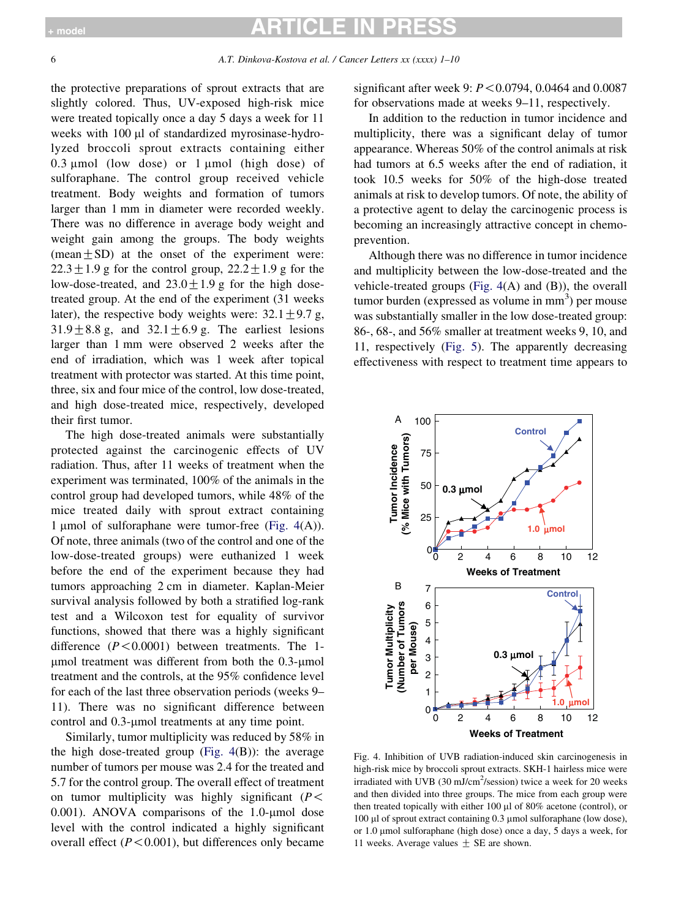the protective preparations of sprout extracts that are slightly colored. Thus, UV-exposed high-risk mice were treated topically once a day 5 days a week for 11 weeks with 100 μl of standardized myrosinase-hydrolyzed broccoli sprout extracts containing either 0.3 μmol (low dose) or 1 μmol (high dose) of sulforaphane. The control group received vehicle treatment. Body weights and formation of tumors larger than 1 mm in diameter were recorded weekly. There was no difference in average body weight and weight gain among the groups. The body weights (mean ± SD) at the onset of the experiment were: 22.3 ± 1.9 g for the control group, 22.2 ± 1.9 g for the low-dose-treated, and 23.0 ± 1.9 g for the high dose-treated group. At the end of the experiment (31 weeks later), the respective body weights were: 32.1 ± 9.7 g, 31.9 ± 8.8 g, and 32.1 ± 6.9 g. The earliest lesions larger than 1 mm were observed 2 weeks after the end of irradiation, which was 1 week after topical treatment with protector was started. At this time point, three, six and four mice of the control, low dose-treated, and high dose-treated mice, respectively, developed their first tumor.

The high dose-treated animals were substantially protected against the carcinogenic effects of UV radiation. Thus, after 11 weeks of treatment when the experiment was terminated, 100% of the animals in the control group had developed tumors, while 48% of the mice treated daily with sprout extract containing 1 μmol of sulforaphane were tumor-free (Fig. 4(A)). Of note, three animals (two of the control and one of the low-dose-treated groups) were euthanized 1 week before the end of the experiment because they had tumors approaching 2 cm in diameter. Kaplan-Meier survival analysis followed by both a stratified log-rank test and a Wilcoxon test for equality of survivor functions, showed that there was a highly significant difference ($P < 0.0001$) between treatments. The 1-μmol treatment was different from both the 0.3-μmol treatment and the controls, at the 95% confidence level for each of the last three observation periods (weeks 9–11). There was no significant difference between control and 0.3-μmol treatments at any time point.

Similarly, tumor multiplicity was reduced by 58% in the high dose-treated group (Fig. 4(B)): the average number of tumors per mouse was 2.4 for the treated and 5.7 for the control group. The overall effect of treatment on tumor multiplicity was highly significant ($P < 0.001$). ANOVA comparisons of the 1.0-μmol dose level with the control indicated a highly significant overall effect ($P < 0.001$), but differences only became significant after week 9: $P < 0.0794$, 0.0464 and 0.0087 for observations made at weeks 9–11, respectively.

In addition to the reduction in tumor incidence and multiplicity, there was a significant delay of tumor appearance. Whereas 50% of the control animals at risk had tumors at 6.5 weeks after the end of radiation, it took 10.5 weeks for 50% of the high-dose treated animals at risk to develop tumors. Of note, the ability of a protective agent to delay the carcinogenic process is becoming an increasingly attractive concept in chemoprevention.

Although there was no difference in tumor incidence and multiplicity between the low-dose-treated and the vehicle-treated groups (Fig. 4(A) and (B)), the overall tumor burden (expressed as volume in mm$^3$) per mouse was substantially smaller in the low dose-treated group: 86-, 68-, and 56% smaller at treatment weeks 9, 10, and 11, respectively (Fig. 5). The apparently decreasing effectiveness with respect to treatment time appears to

Fig. 4. Inhibition of UVB radiation-induced skin carcinogenesis in high-risk mice by broccoli sprout extracts. SKH-1 hairless mice were irradiated with UVB (30 mJ/cm$^2$/session) twice a week for 20 weeks and then divided into three groups. The mice from each group were then treated topically with either 100 μl of 80% acetone (control), or 100 μl of sprout extract containing 0.3 μmol sulforaphane (low dose), or 1.0 μmol sulforaphane (high dose) once a day, 5 days a week, for 11 weeks. Average values ± SE are shown.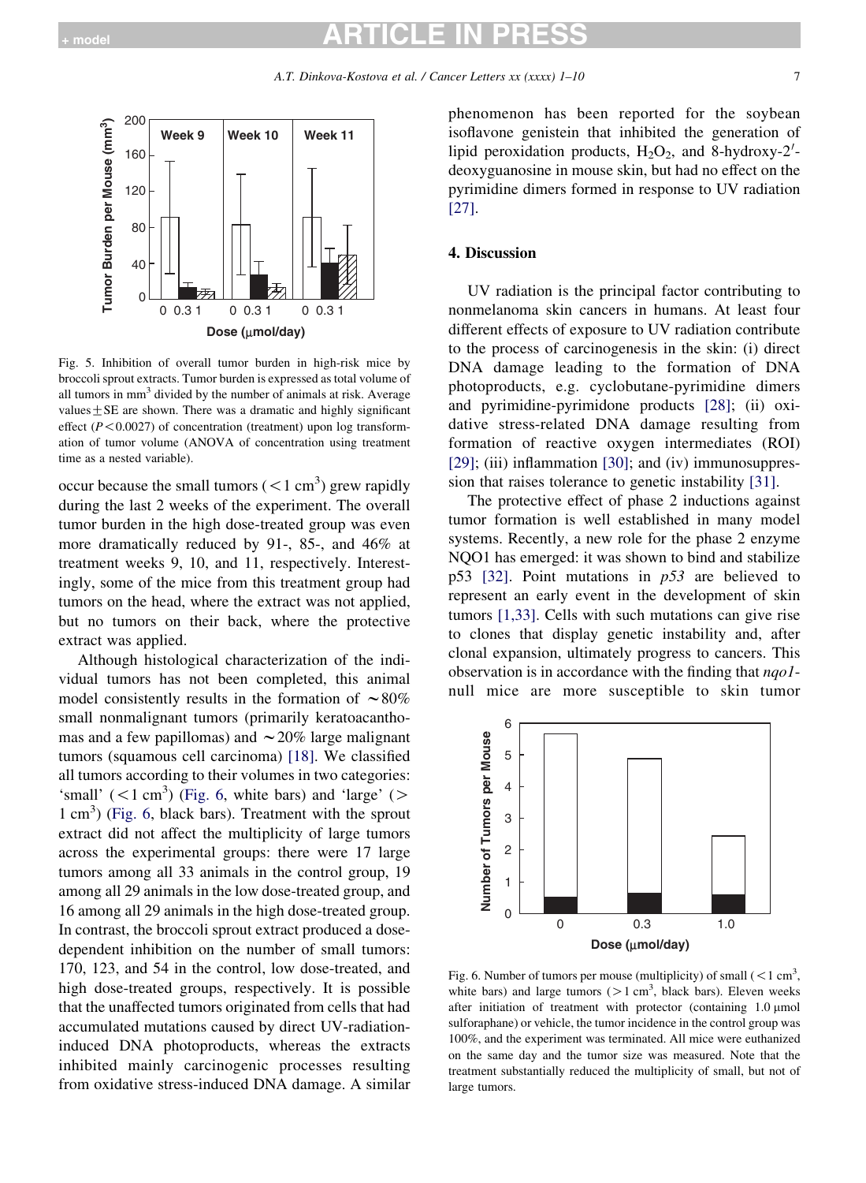Fig. 5. Inhibition of overall tumor burden in high-risk mice by broccoli sprout extracts. Tumor burden is expressed as total volume of all tumors in $mm^3$ divided by the number of animals at risk. Average values ± SE are shown. There was a dramatic and highly significant effect ($P < 0.0027$) of concentration (treatment) upon log transformation of tumor volume (ANOVA of concentration using treatment time as a nested variable).

occur because the small tumors ($< 1\ cm^3$) grew rapidly during the last 2 weeks of the experiment. The overall tumor burden in the high dose-treated group was even more dramatically reduced by 91-, 85-, and 46% at treatment weeks 9, 10, and 11, respectively. Interestingly, some of the mice from this treatment group had tumors on the head, where the extract was not applied, but no tumors on their back, where the protective extract was applied.

Although histological characterization of the individual tumors has not been completed, this animal model consistently results in the formation of ~80% small nonmalignant tumors (primarily keratoacanthomas and a few papillomas) and ~20% large malignant tumors (squamous cell carcinoma) [18]. We classified all tumors according to their volumes in two categories: 'small' ($< 1\ cm^3$) (Fig. 6, white bars) and 'large' ($> 1\ cm^3$) (Fig. 6, black bars). Treatment with the sprout extract did not affect the multiplicity of large tumors across the experimental groups: there were 17 large tumors among all 33 animals in the control group, 19 among all 29 animals in the low dose-treated group, and 16 among all 29 animals in the high dose-treated group. In contrast, the broccoli sprout extract produced a dose-dependent inhibition on the number of small tumors: 170, 123, and 54 in the control, low dose-treated, and high dose-treated groups, respectively. It is possible that the unaffected tumors originated from cells that had accumulated mutations caused by direct UV-radiation-induced DNA photoproducts, whereas the extracts inhibited mainly carcinogenic processes resulting from oxidative stress-induced DNA damage. A similar phenomenon has been reported for the soybean isoflavone genistein that inhibited the generation of lipid peroxidation products, $H_2O_2$, and 8-hydroxy-2′-deoxyguanosine in mouse skin, but had no effect on the pyrimidine dimers formed in response to UV radiation [27].

## 4. Discussion

UV radiation is the principal factor contributing to nonmelanoma skin cancers in humans. At least four different effects of exposure to UV radiation contribute to the process of carcinogenesis in the skin: (i) direct DNA damage leading to the formation of DNA photoproducts, e.g. cyclobutane-pyrimidine dimers and pyrimidine-pyrimidone products [28]; (ii) oxidative stress-related DNA damage resulting from formation of reactive oxygen intermediates (ROI) [29]; (iii) inflammation [30]; and (iv) immunosuppression that raises tolerance to genetic instability [31].

The protective effect of phase 2 inductions against tumor formation is well established in many model systems. Recently, a new role for the phase 2 enzyme NQO1 has emerged: it was shown to bind and stabilize p53 [32]. Point mutations in *p53* are believed to represent an early event in the development of skin tumors [1,33]. Cells with such mutations can give rise to clones that display genetic instability and, after clonal expansion, ultimately progress to cancers. This observation is in accordance with the finding that *nqo1*-null mice are more susceptible to skin tumor

Fig. 6. Number of tumors per mouse (multiplicity) of small ($< 1\ cm^3$, white bars) and large tumors ($> 1\ cm^3$, black bars). Eleven weeks after initiation of treatment with protector (containing 1.0 μmol sulforaphane) or vehicle, the tumor incidence in the control group was 100%, and the experiment was terminated. All mice were euthanized on the same day and the tumor size was measured. Note that the treatment substantially reduced the multiplicity of small, but not of large tumors.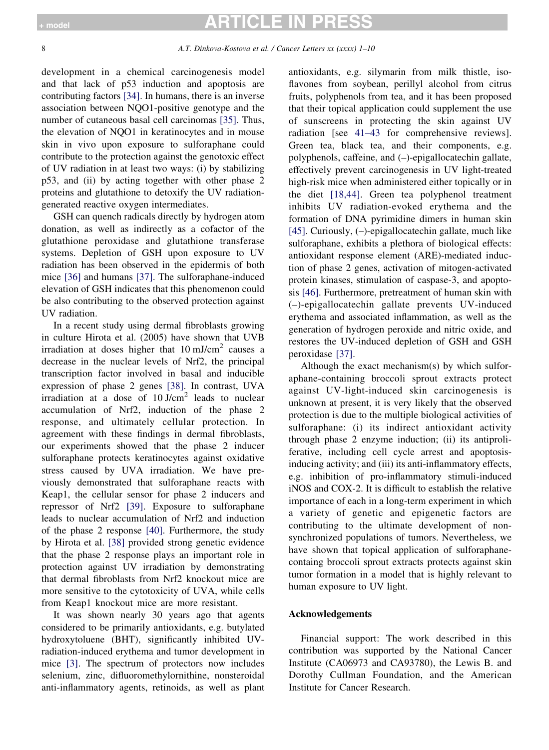development in a chemical carcinogenesis model and that lack of p53 induction and apoptosis are contributing factors [34]. In humans, there is an inverse association between NQO1-positive genotype and the number of cutaneous basal cell carcinomas [35]. Thus, the elevation of NQO1 in keratinocytes and in mouse skin in vivo upon exposure to sulforaphane could contribute to the protection against the genotoxic effect of UV radiation in at least two ways: (i) by stabilizing p53, and (ii) by acting together with other phase 2 proteins and glutathione to detoxify the UV radiation-generated reactive oxygen intermediates.

GSH can quench radicals directly by hydrogen atom donation, as well as indirectly as a cofactor of the glutathione peroxidase and glutathione transferase systems. Depletion of GSH upon exposure to UV radiation has been observed in the epidermis of both mice [36] and humans [37]. The sulforaphane-induced elevation of GSH indicates that this phenomenon could be also contributing to the observed protection against UV radiation.

In a recent study using dermal fibroblasts growing in culture Hirota et al. (2005) have shown that UVB irradiation at doses higher that 10 mJ/cm$^2$ causes a decrease in the nuclear levels of Nrf2, the principal transcription factor involved in basal and inducible expression of phase 2 genes [38]. In contrast, UVA irradiation at a dose of 10 J/cm$^2$ leads to nuclear accumulation of Nrf2, induction of the phase 2 response, and ultimately cellular protection. In agreement with these findings in dermal fibroblasts, our experiments showed that the phase 2 inducer sulforaphane protects keratinocytes against oxidative stress caused by UVA irradiation. We have previously demonstrated that sulforaphane reacts with Keap1, the cellular sensor for phase 2 inducers and repressor of Nrf2 [39]. Exposure to sulforaphane leads to nuclear accumulation of Nrf2 and induction of the phase 2 response [40]. Furthermore, the study by Hirota et al. [38] provided strong genetic evidence that the phase 2 response plays an important role in protection against UV irradiation by demonstrating that dermal fibroblasts from Nrf2 knockout mice are more sensitive to the cytotoxicity of UVA, while cells from Keap1 knockout mice are more resistant.

It was shown nearly 30 years ago that agents considered to be primarily antioxidants, e.g. butylated hydroxytoluene (BHT), significantly inhibited UV-radiation-induced erythema and tumor development in mice [3]. The spectrum of protectors now includes selenium, zinc, difluoromethylornithine, nonsteroidal anti-inflammatory agents, retinoids, as well as plant antioxidants, e.g. silymarin from milk thistle, isoflavones from soybean, perillyl alcohol from citrus fruits, polyphenols from tea, and it has been proposed that their topical application could supplement the use of sunscreens in protecting the skin against UV radiation [see 41–43 for comprehensive reviews]. Green tea, black tea, and their components, e.g. polyphenols, caffeine, and (–)-epigallocatechin gallate, effectively prevent carcinogenesis in UV light-treated high-risk mice when administered either topically or in the diet [18,44]. Green tea polyphenol treatment inhibits UV radiation-evoked erythema and the formation of DNA pyrimidine dimers in human skin [45]. Curiously, (–)-epigallocatechin gallate, much like sulforaphane, exhibits a plethora of biological effects: antioxidant response element (ARE)-mediated induction of phase 2 genes, activation of mitogen-activated protein kinases, stimulation of caspase-3, and apoptosis [46]. Furthermore, pretreatment of human skin with (–)-epigallocatechin gallate prevents UV-induced erythema and associated inflammation, as well as the generation of hydrogen peroxide and nitric oxide, and restores the UV-induced depletion of GSH and GSH peroxidase [37].

Although the exact mechanism(s) by which sulforaphane-containing broccoli sprout extracts protect against UV-light-induced skin carcinogenesis is unknown at present, it is very likely that the observed protection is due to the multiple biological activities of sulforaphane: (i) its indirect antioxidant activity through phase 2 enzyme induction; (ii) its antiproliferative, including cell cycle arrest and apoptosis-inducing activity; and (iii) its anti-inflammatory effects, e.g. inhibition of pro-inflammatory stimuli-induced iNOS and COX-2. It is difficult to establish the relative importance of each in a long-term experiment in which a variety of genetic and epigenetic factors are contributing to the ultimate development of non-synchronized populations of tumors. Nevertheless, we have shown that topical application of sulforaphane-containg broccoli sprout extracts protects against skin tumor formation in a model that is highly relevant to human exposure to UV light.

## Acknowledgements

Financial support: The work described in this contribution was supported by the National Cancer Institute (CA06973 and CA93780), the Lewis B. and Dorothy Cullman Foundation, and the American Institute for Cancer Research.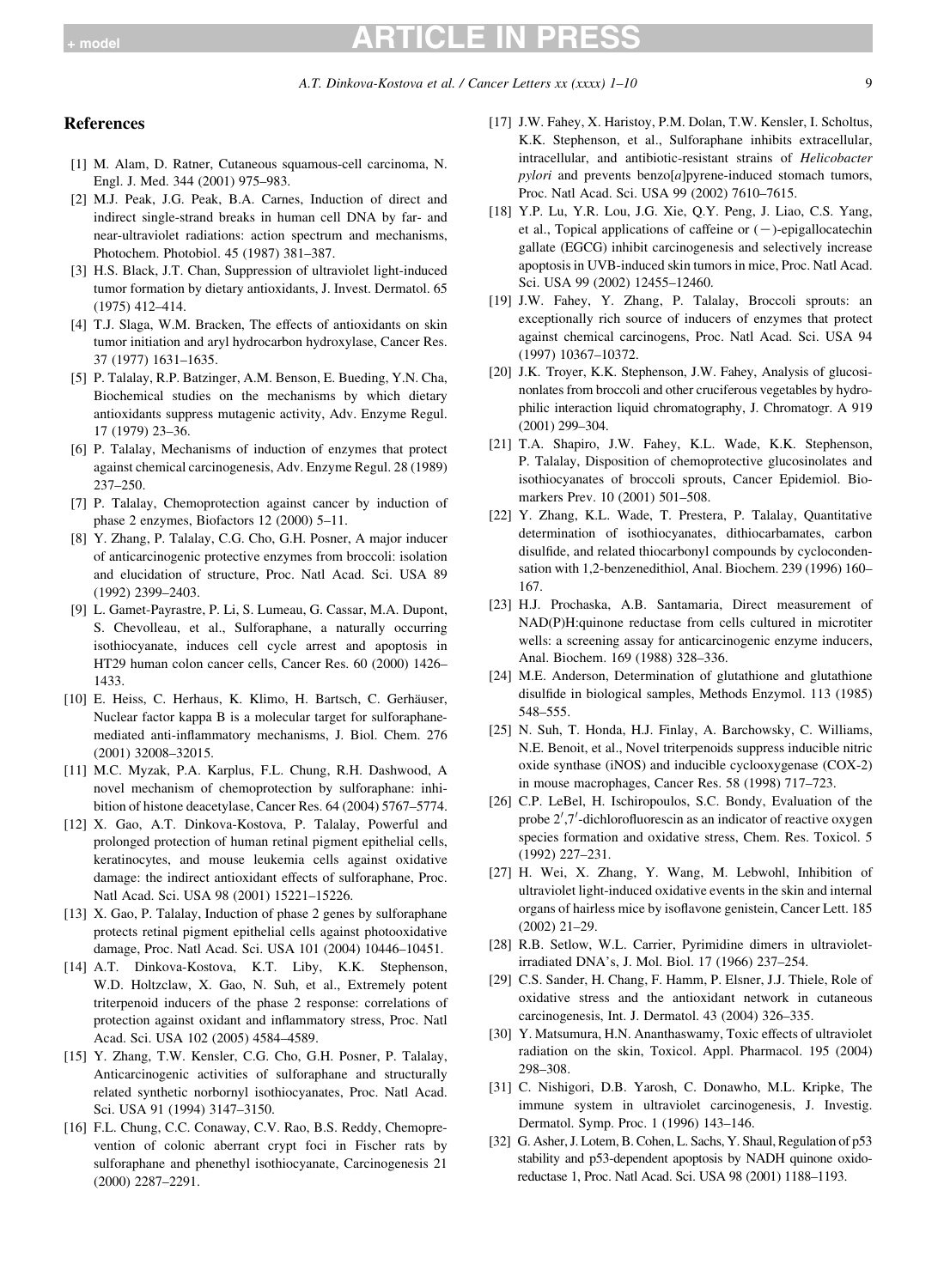## References

[1] M. Alam, D. Ratner, Cutaneous squamous-cell carcinoma, N. Engl. J. Med. 344 (2001) 975–983.

[2] M.J. Peak, J.G. Peak, B.A. Carnes, Induction of direct and indirect single-strand breaks in human cell DNA by far- and near-ultraviolet radiations: action spectrum and mechanisms, Photochem. Photobiol. 45 (1987) 381–387.

[3] H.S. Black, J.T. Chan, Suppression of ultraviolet light-induced tumor formation by dietary antioxidants, J. Invest. Dermatol. 65 (1975) 412–414.

[4] T.J. Slaga, W.M. Bracken, The effects of antioxidants on skin tumor initiation and aryl hydrocarbon hydroxylase, Cancer Res. 37 (1977) 1631–1635.

[5] P. Talalay, R.P. Batzinger, A.M. Benson, E. Bueding, Y.N. Cha, Biochemical studies on the mechanisms by which dietary antioxidants suppress mutagenic activity, Adv. Enzyme Regul. 17 (1979) 23–36.

[6] P. Talalay, Mechanisms of induction of enzymes that protect against chemical carcinogenesis, Adv. Enzyme Regul. 28 (1989) 237–250.

[7] P. Talalay, Chemoprotection against cancer by induction of phase 2 enzymes, Biofactors 12 (2000) 5–11.

[8] Y. Zhang, P. Talalay, C.G. Cho, G.H. Posner, A major inducer of anticarcinogenic protective enzymes from broccoli: isolation and elucidation of structure, Proc. Natl Acad. Sci. USA 89 (1992) 2399–2403.

[9] L. Gamet-Payrastre, P. Li, S. Lumeau, G. Cassar, M.A. Dupont, S. Chevolleau, et al., Sulforaphane, a naturally occurring isothiocyanate, induces cell cycle arrest and apoptosis in HT29 human colon cancer cells, Cancer Res. 60 (2000) 1426–1433.

[10] E. Heiss, C. Herhaus, K. Klimo, H. Bartsch, C. Gerhäuser, Nuclear factor kappa B is a molecular target for sulforaphane-mediated anti-inflammatory mechanisms, J. Biol. Chem. 276 (2001) 32008–32015.

[11] M.C. Myzak, P.A. Karplus, F.L. Chung, R.H. Dashwood, A novel mechanism of chemoprotection by sulforaphane: inhibition of histone deacetylase, Cancer Res. 64 (2004) 5767–5774.

[12] X. Gao, A.T. Dinkova-Kostova, P. Talalay, Powerful and prolonged protection of human retinal pigment epithelial cells, keratinocytes, and mouse leukemia cells against oxidative damage: the indirect antioxidant effects of sulforaphane, Proc. Natl Acad. Sci. USA 98 (2001) 15221–15226.

[13] X. Gao, P. Talalay, Induction of phase 2 genes by sulforaphane protects retinal pigment epithelial cells against photooxidative damage, Proc. Natl Acad. Sci. USA 101 (2004) 10446–10451.

[14] A.T. Dinkova-Kostova, K.T. Liby, K.K. Stephenson, W.D. Holtzclaw, X. Gao, N. Suh, et al., Extremely potent triterpenoid inducers of the phase 2 response: correlations of protection against oxidant and inflammatory stress, Proc. Natl Acad. Sci. USA 102 (2005) 4584–4589.

[15] Y. Zhang, T.W. Kensler, C.G. Cho, G.H. Posner, P. Talalay, Anticarcinogenic activities of sulforaphane and structurally related synthetic norbornyl isothiocyanates, Proc. Natl Acad. Sci. USA 91 (1994) 3147–3150.

[16] F.L. Chung, C.C. Conaway, C.V. Rao, B.S. Reddy, Chemoprevention of colonic aberrant crypt foci in Fischer rats by sulforaphane and phenethyl isothiocyanate, Carcinogenesis 21 (2000) 2287–2291.

[17] J.W. Fahey, X. Haristoy, P.M. Dolan, T.W. Kensler, I. Scholtus, K.K. Stephenson, et al., Sulforaphane inhibits extracellular, intracellular, and antibiotic-resistant strains of *Helicobacter pylori* and prevents benzo[*a*]pyrene-induced stomach tumors, Proc. Natl Acad. Sci. USA 99 (2002) 7610–7615.

[18] Y.P. Lu, Y.R. Lou, J.G. Xie, Q.Y. Peng, J. Liao, C.S. Yang, et al., Topical applications of caffeine or (−)-epigallocatechin gallate (EGCG) inhibit carcinogenesis and selectively increase apoptosis in UVB-induced skin tumors in mice, Proc. Natl Acad. Sci. USA 99 (2002) 12455–12460.

[19] J.W. Fahey, Y. Zhang, P. Talalay, Broccoli sprouts: an exceptionally rich source of inducers of enzymes that protect against chemical carcinogens, Proc. Natl Acad. Sci. USA 94 (1997) 10367–10372.

[20] J.K. Troyer, K.K. Stephenson, J.W. Fahey, Analysis of glucosinolates from broccoli and other cruciferous vegetables by hydrophilic interaction liquid chromatography, J. Chromatogr. A 919 (2001) 299–304.

[21] T.A. Shapiro, J.W. Fahey, K.L. Wade, K.K. Stephenson, P. Talalay, Disposition of chemoprotective glucosinolates and isothiocyanates of broccoli sprouts, Cancer Epidemiol. Biomarkers Prev. 10 (2001) 501–508.

[22] Y. Zhang, K.L. Wade, T. Prestera, P. Talalay, Quantitative determination of isothiocyanates, dithiocarbamates, carbon disulfide, and related thiocarbonyl compounds by cyclocondensation with 1,2-benzenedithiol, Anal. Biochem. 239 (1996) 160–167.

[23] H.J. Prochaska, A.B. Santamaria, Direct measurement of NAD(P)H:quinone reductase from cells cultured in microtiter wells: a screening assay for anticarcinogenic enzyme inducers, Anal. Biochem. 169 (1988) 328–336.

[24] M.E. Anderson, Determination of glutathione and glutathione disulfide in biological samples, Methods Enzymol. 113 (1985) 548–555.

[25] N. Suh, T. Honda, H.J. Finlay, A. Barchowsky, C. Williams, N.E. Benoit, et al., Novel triterpenoids suppress inducible nitric oxide synthase (iNOS) and inducible cyclooxygenase (COX-2) in mouse macrophages, Cancer Res. 58 (1998) 717–723.

[26] C.P. LeBel, H. Ischiropoulos, S.C. Bondy, Evaluation of the probe $2',7'$-dichlorofluorescin as an indicator of reactive oxygen species formation and oxidative stress, Chem. Res. Toxicol. 5 (1992) 227–231.

[27] H. Wei, X. Zhang, Y. Wang, M. Lebwohl, Inhibition of ultraviolet light-induced oxidative events in the skin and internal organs of hairless mice by isoflavone genistein, Cancer Lett. 185 (2002) 21–29.

[28] R.B. Setlow, W.L. Carrier, Pyrimidine dimers in ultraviolet-irradiated DNA's, J. Mol. Biol. 17 (1966) 237–254.

[29] C.S. Sander, H. Chang, F. Hamm, P. Elsner, J.J. Thiele, Role of oxidative stress and the antioxidant network in cutaneous carcinogenesis, Int. J. Dermatol. 43 (2004) 326–335.

[30] Y. Matsumura, H.N. Ananthaswamy, Toxic effects of ultraviolet radiation on the skin, Toxicol. Appl. Pharmacol. 195 (2004) 298–308.

[31] C. Nishigori, D.B. Yarosh, C. Donawho, M.L. Kripke, The immune system in ultraviolet carcinogenesis, J. Investig. Dermatol. Symp. Proc. 1 (1996) 143–146.

[32] G. Asher, J. Lotem, B. Cohen, L. Sachs, Y. Shaul, Regulation of p53 stability and p53-dependent apoptosis by NADH quinone oxidoreductase 1, Proc. Natl Acad. Sci. USA 98 (2001) 1188–1193.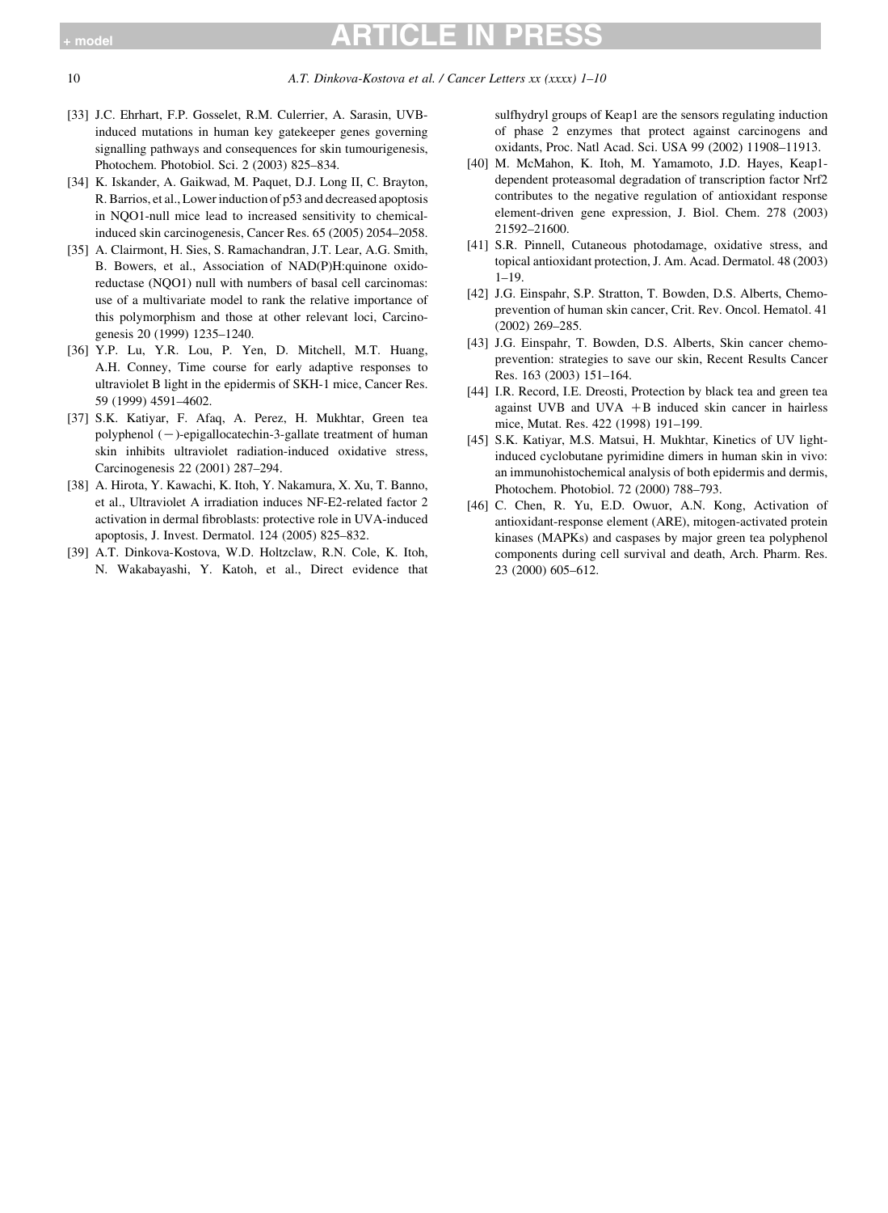[33] J.C. Ehrhart, F.P. Gosselet, R.M. Culerrier, A. Sarasin, UVB-induced mutations in human key gatekeeper genes governing signalling pathways and consequences for skin tumourigenesis, Photochem. Photobiol. Sci. 2 (2003) 825–834.

[34] K. Iskander, A. Gaikwad, M. Paquet, D.J. Long II, C. Brayton, R. Barrios, et al., Lower induction of p53 and decreased apoptosis in NQO1-null mice lead to increased sensitivity to chemical-induced skin carcinogenesis, Cancer Res. 65 (2005) 2054–2058.

[35] A. Clairmont, H. Sies, S. Ramachandran, J.T. Lear, A.G. Smith, B. Bowers, et al., Association of NAD(P)H:quinone oxido-reductase (NQO1) null with numbers of basal cell carcinomas: use of a multivariate model to rank the relative importance of this polymorphism and those at other relevant loci, Carcinogenesis 20 (1999) 1235–1240.

[36] Y.P. Lu, Y.R. Lou, P. Yen, D. Mitchell, M.T. Huang, A.H. Conney, Time course for early adaptive responses to ultraviolet B light in the epidermis of SKH-1 mice, Cancer Res. 59 (1999) 4591–4602.

[37] S.K. Katiyar, F. Afaq, A. Perez, H. Mukhtar, Green tea polyphenol (−)-epigallocatechin-3-gallate treatment of human skin inhibits ultraviolet radiation-induced oxidative stress, Carcinogenesis 22 (2001) 287–294.

[38] A. Hirota, Y. Kawachi, K. Itoh, Y. Nakamura, X. Xu, T. Banno, et al., Ultraviolet A irradiation induces NF-E2-related factor 2 activation in dermal fibroblasts: protective role in UVA-induced apoptosis, J. Invest. Dermatol. 124 (2005) 825–832.

[39] A.T. Dinkova-Kostova, W.D. Holtzclaw, R.N. Cole, K. Itoh, N. Wakabayashi, Y. Katoh, et al., Direct evidence that sulfhydryl groups of Keap1 are the sensors regulating induction of phase 2 enzymes that protect against carcinogens and oxidants, Proc. Natl Acad. Sci. USA 99 (2002) 11908–11913.

[40] M. McMahon, K. Itoh, M. Yamamoto, J.D. Hayes, Keap1-dependent proteasomal degradation of transcription factor Nrf2 contributes to the negative regulation of antioxidant response element-driven gene expression, J. Biol. Chem. 278 (2003) 21592–21600.

[41] S.R. Pinnell, Cutaneous photodamage, oxidative stress, and topical antioxidant protection, J. Am. Acad. Dermatol. 48 (2003) 1–19.

[42] J.G. Einspahr, S.P. Stratton, T. Bowden, D.S. Alberts, Chemoprevention of human skin cancer, Crit. Rev. Oncol. Hematol. 41 (2002) 269–285.

[43] J.G. Einspahr, T. Bowden, D.S. Alberts, Skin cancer chemoprevention: strategies to save our skin, Recent Results Cancer Res. 163 (2003) 151–164.

[44] I.R. Record, I.E. Dreosti, Protection by black tea and green tea against UVB and UVA +B induced skin cancer in hairless mice, Mutat. Res. 422 (1998) 191–199.

[45] S.K. Katiyar, M.S. Matsui, H. Mukhtar, Kinetics of UV light-induced cyclobutane pyrimidine dimers in human skin in vivo: an immunohistochemical analysis of both epidermis and dermis, Photochem. Photobiol. 72 (2000) 788–793.

[46] C. Chen, R. Yu, E.D. Owuor, A.N. Kong, Activation of antioxidant-response element (ARE), mitogen-activated protein kinases (MAPKs) and caspases by major green tea polyphenol components during cell survival and death, Arch. Pharm. Res. 23 (2000) 605–612.